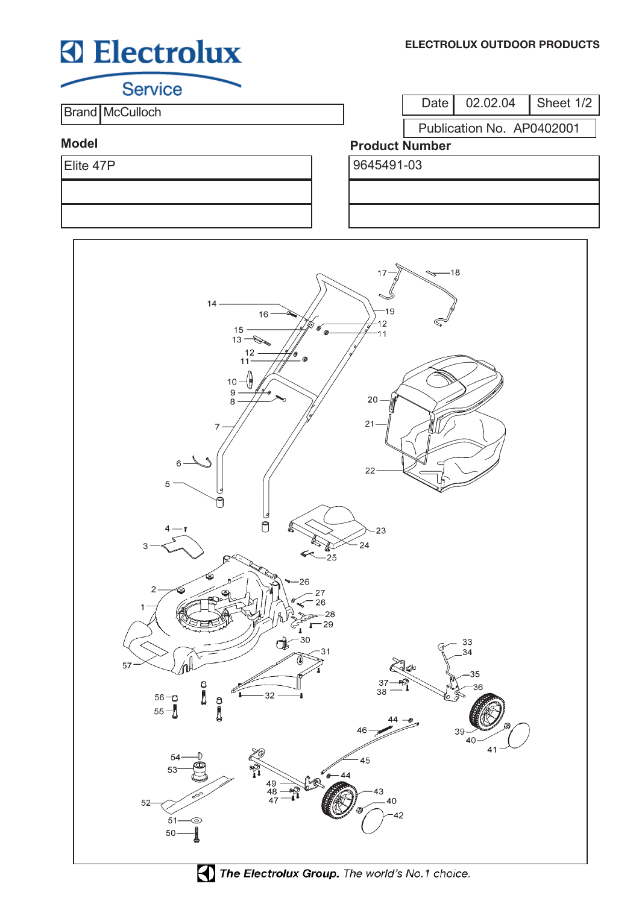**Electrolux**

Service

ELECTROLUX OUTDOOR PRODUCTS

| Brand | McCulloch |
|---|---|

| Date | 02.02.04 | Sheet 1/2 |
|---|---|---|

Publication No. AP0402001

| Model | Product Number |
|---|---|
| Elite 47P | 9645491-03 |
| | |
| | |

17 18 14 16 19 15 12 13 11 12 11 10 9 8 20 7 21 22 6 5 4 23 3 24 25 2 26 27 1 26 28 29 30 57 31 33 34 35 37 36 38 32 56 55 39 44 40 46 41 45 54 53 44 49 48 43 52 47 40 42 51 50

**The Electrolux Group.** *The world's No.1 choice.*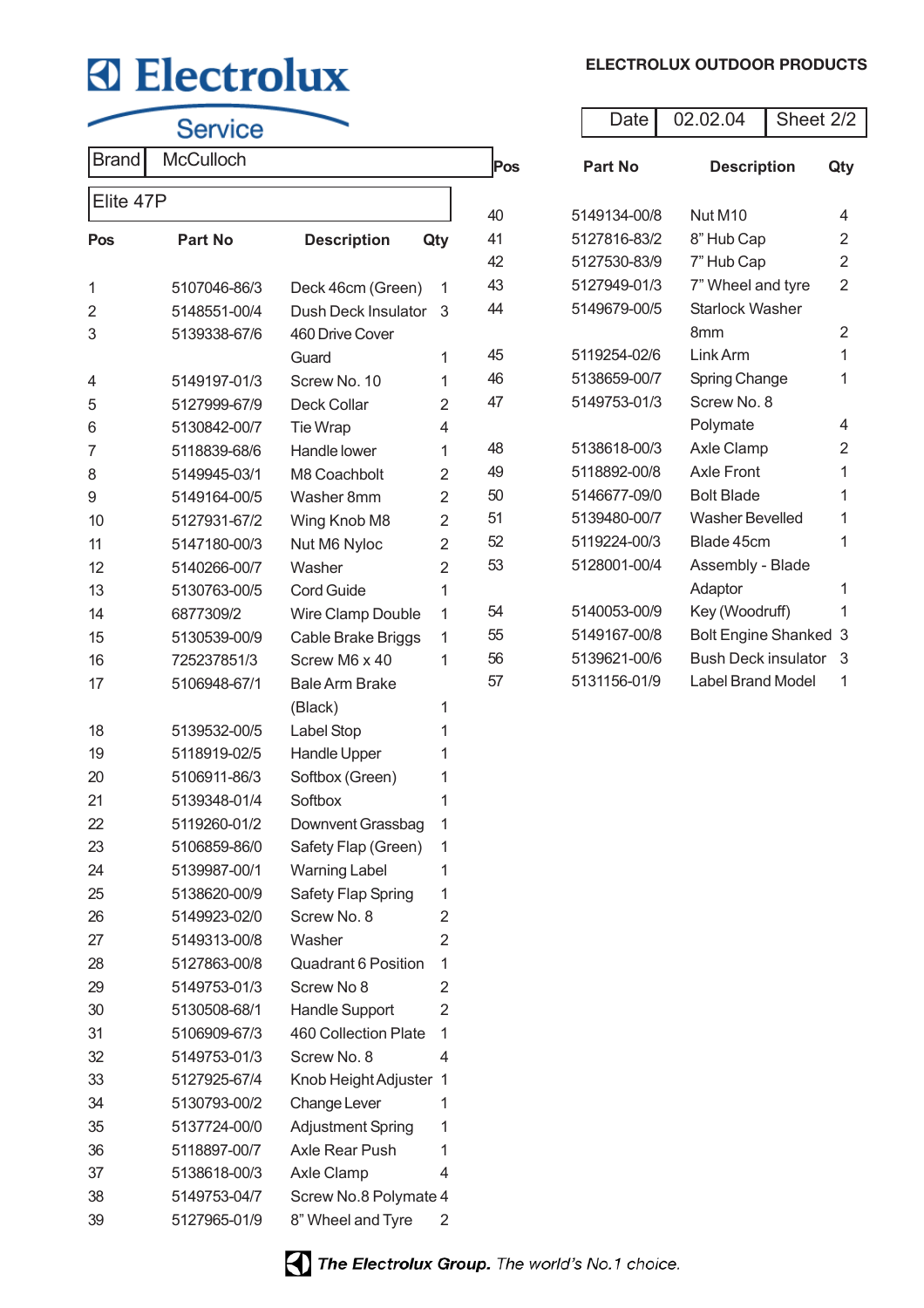# Electrolux Service

**ELECTROLUX OUTDOOR PRODUCTS**

| Date | 02.02.04 | Sheet 2/2 |
|---|---|---|

| Brand | McCulloch |
|---|---|

Elite 47P

| Pos | Part No | Description | Qty |
|---|---|---|---|
| 1 | 5107046-86/3 | Deck 46cm (Green) | 1 |
| 2 | 5148551-00/4 | Dush Deck Insulator | 3 |
| 3 | 5139338-67/6 | 460 Drive Cover Guard | 1 |
| 4 | 5149197-01/3 | Screw No. 10 | 1 |
| 5 | 5127999-67/9 | Deck Collar | 2 |
| 6 | 5130842-00/7 | Tie Wrap | 4 |
| 7 | 5118839-68/6 | Handle lower | 1 |
| 8 | 5149945-03/1 | M8 Coachbolt | 2 |
| 9 | 5149164-00/5 | Washer 8mm | 2 |
| 10 | 5127931-67/2 | Wing Knob M8 | 2 |
| 11 | 5147180-00/3 | Nut M6 Nyloc | 2 |
| 12 | 5140266-00/7 | Washer | 2 |
| 13 | 5130763-00/5 | Cord Guide | 1 |
| 14 | 6877309/2 | Wire Clamp Double | 1 |
| 15 | 5130539-00/9 | Cable Brake Briggs | 1 |
| 16 | 725237851/3 | Screw M6 x 40 | 1 |
| 17 | 5106948-67/1 | Bale Arm Brake (Black) | 1 |
| 18 | 5139532-00/5 | Label Stop | 1 |
| 19 | 5118919-02/5 | Handle Upper | 1 |
| 20 | 5106911-86/3 | Softbox (Green) | 1 |
| 21 | 5139348-01/4 | Softbox | 1 |
| 22 | 5119260-01/2 | Downvent Grassbag | 1 |
| 23 | 5106859-86/0 | Safety Flap (Green) | 1 |
| 24 | 5139987-00/1 | Warning Label | 1 |
| 25 | 5138620-00/9 | Safety Flap Spring | 1 |
| 26 | 5149923-02/0 | Screw No. 8 | 2 |
| 27 | 5149313-00/8 | Washer | 2 |
| 28 | 5127863-00/8 | Quadrant 6 Position | 1 |
| 29 | 5149753-01/3 | Screw No 8 | 2 |
| 30 | 5130508-68/1 | Handle Support | 2 |
| 31 | 5106909-67/3 | 460 Collection Plate | 1 |
| 32 | 5149753-01/3 | Screw No. 8 | 4 |
| 33 | 5127925-67/4 | Knob Height Adjuster | 1 |
| 34 | 5130793-00/2 | Change Lever | 1 |
| 35 | 5137724-00/0 | Adjustment Spring | 1 |
| 36 | 5118897-00/7 | Axle Rear Push | 1 |
| 37 | 5138618-00/3 | Axle Clamp | 4 |
| 38 | 5149753-04/7 | Screw No.8 Polymate | 4 |
| 39 | 5127965-01/9 | 8" Wheel and Tyre | 2 |
| 40 | 5149134-00/8 | Nut M10 | 4 |
| 41 | 5127816-83/2 | 8" Hub Cap | 2 |
| 42 | 5127530-83/9 | 7" Hub Cap | 2 |
| 43 | 5127949-01/3 | 7" Wheel and tyre | 2 |
| 44 | 5149679-00/5 | Starlock Washer 8mm | 2 |
| 45 | 5119254-02/6 | Link Arm | 1 |
| 46 | 5138659-00/7 | Spring Change | 1 |
| 47 | 5149753-01/3 | Screw No. 8 Polymate | 4 |
| 48 | 5138618-00/3 | Axle Clamp | 2 |
| 49 | 5118892-00/8 | Axle Front | 1 |
| 50 | 5146677-09/0 | Bolt Blade | 1 |
| 51 | 5139480-00/7 | Washer Bevelled | 1 |
| 52 | 5119224-00/3 | Blade 45cm | 1 |
| 53 | 5128001-00/4 | Assembly - Blade Adaptor | 1 |
| 54 | 5140053-00/9 | Key (Woodruff) | 1 |
| 55 | 5149167-00/8 | Bolt Engine Shanked | 3 |
| 56 | 5139621-00/6 | Bush Deck insulator | 3 |
| 57 | 5131156-01/9 | Label Brand Model | 1 |

***The Electrolux Group.*** *The world's No.1 choice.*